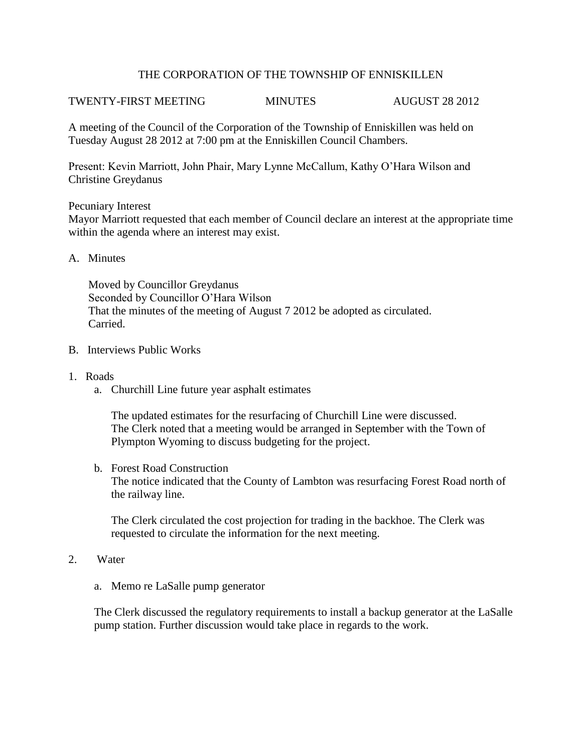# THE CORPORATION OF THE TOWNSHIP OF ENNISKILLEN

TWENTY-FIRST MEETING          MINUTES          AUGUST 28 2012

A meeting of the Council of the Corporation of the Township of Enniskillen was held on Tuesday August 28 2012 at 7:00 pm at the Enniskillen Council Chambers.

Present: Kevin Marriott, John Phair, Mary Lynne McCallum, Kathy O'Hara Wilson and Christine Greydanus

Pecuniary Interest
Mayor Marriott requested that each member of Council declare an interest at the appropriate time within the agenda where an interest may exist.

A. Minutes

   Moved by Councillor Greydanus
   Seconded by Councillor O'Hara Wilson
   That the minutes of the meeting of August 7 2012 be adopted as circulated.
   Carried.

B. Interviews Public Works

1. Roads
   a. Churchill Line future year asphalt estimates

      The updated estimates for the resurfacing of Churchill Line were discussed. The Clerk noted that a meeting would be arranged in September with the Town of Plympton Wyoming to discuss budgeting for the project.

   b. Forest Road Construction
      The notice indicated that the County of Lambton was resurfacing Forest Road north of the railway line.

      The Clerk circulated the cost projection for trading in the backhoe. The Clerk was requested to circulate the information for the next meeting.

2. Water

   a. Memo re LaSalle pump generator

   The Clerk discussed the regulatory requirements to install a backup generator at the LaSalle pump station. Further discussion would take place in regards to the work.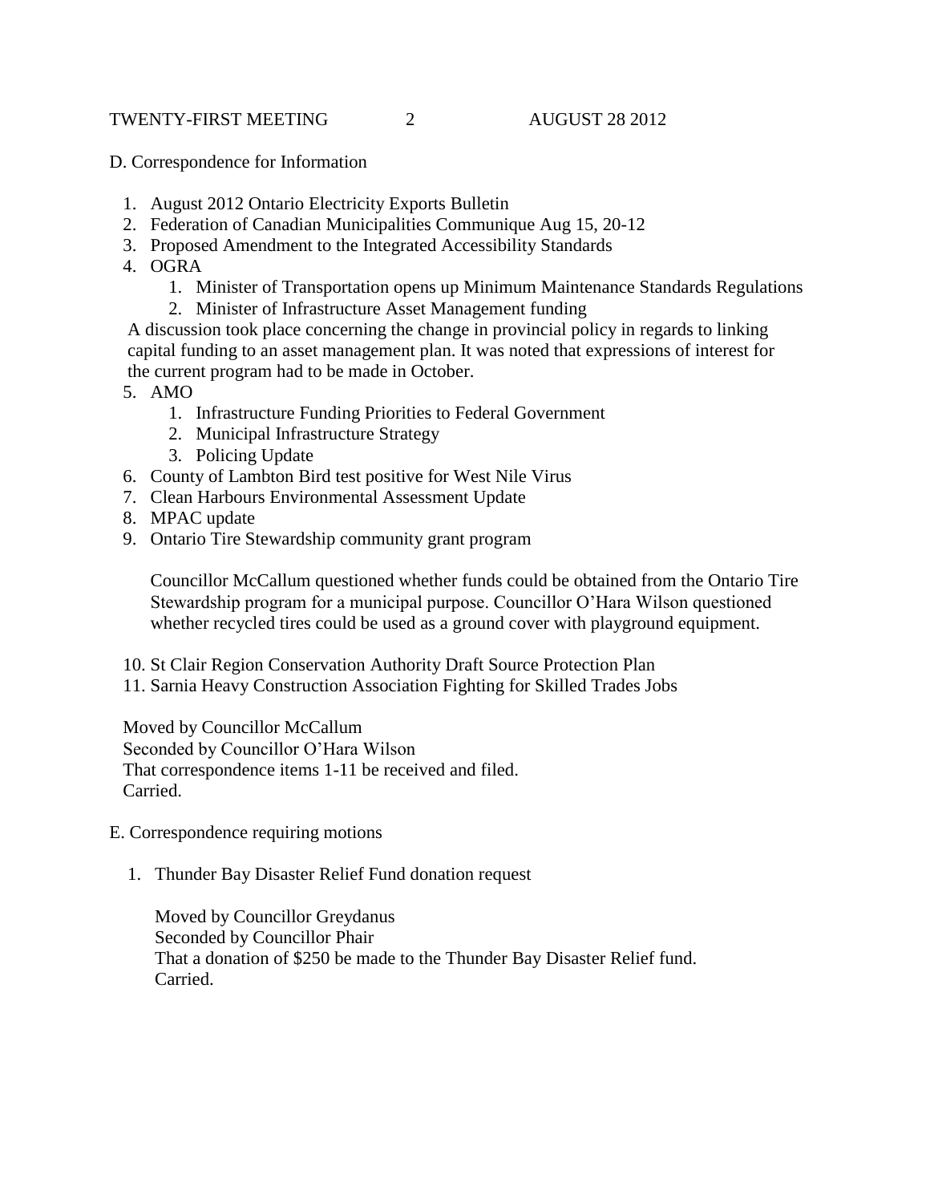D. Correspondence for Information

1. August 2012 Ontario Electricity Exports Bulletin
2. Federation of Canadian Municipalities Communique Aug 15, 20-12
3. Proposed Amendment to the Integrated Accessibility Standards
4. OGRA
    1. Minister of Transportation opens up Minimum Maintenance Standards Regulations
    2. Minister of Infrastructure Asset Management funding

   A discussion took place concerning the change in provincial policy in regards to linking capital funding to an asset management plan. It was noted that expressions of interest for the current program had to be made in October.
5. AMO
    1. Infrastructure Funding Priorities to Federal Government
    2. Municipal Infrastructure Strategy
    3. Policing Update
6. County of Lambton Bird test positive for West Nile Virus
7. Clean Harbours Environmental Assessment Update
8. MPAC update
9. Ontario Tire Stewardship community grant program

   Councillor McCallum questioned whether funds could be obtained from the Ontario Tire Stewardship program for a municipal purpose. Councillor O'Hara Wilson questioned whether recycled tires could be used as a ground cover with playground equipment.

10. St Clair Region Conservation Authority Draft Source Protection Plan
11. Sarnia Heavy Construction Association Fighting for Skilled Trades Jobs

Moved by Councillor McCallum
Seconded by Councillor O'Hara Wilson
That correspondence items 1-11 be received and filed.
Carried.

E. Correspondence requiring motions

1. Thunder Bay Disaster Relief Fund donation request

   Moved by Councillor Greydanus
   Seconded by Councillor Phair
   That a donation of $250 be made to the Thunder Bay Disaster Relief fund.
   Carried.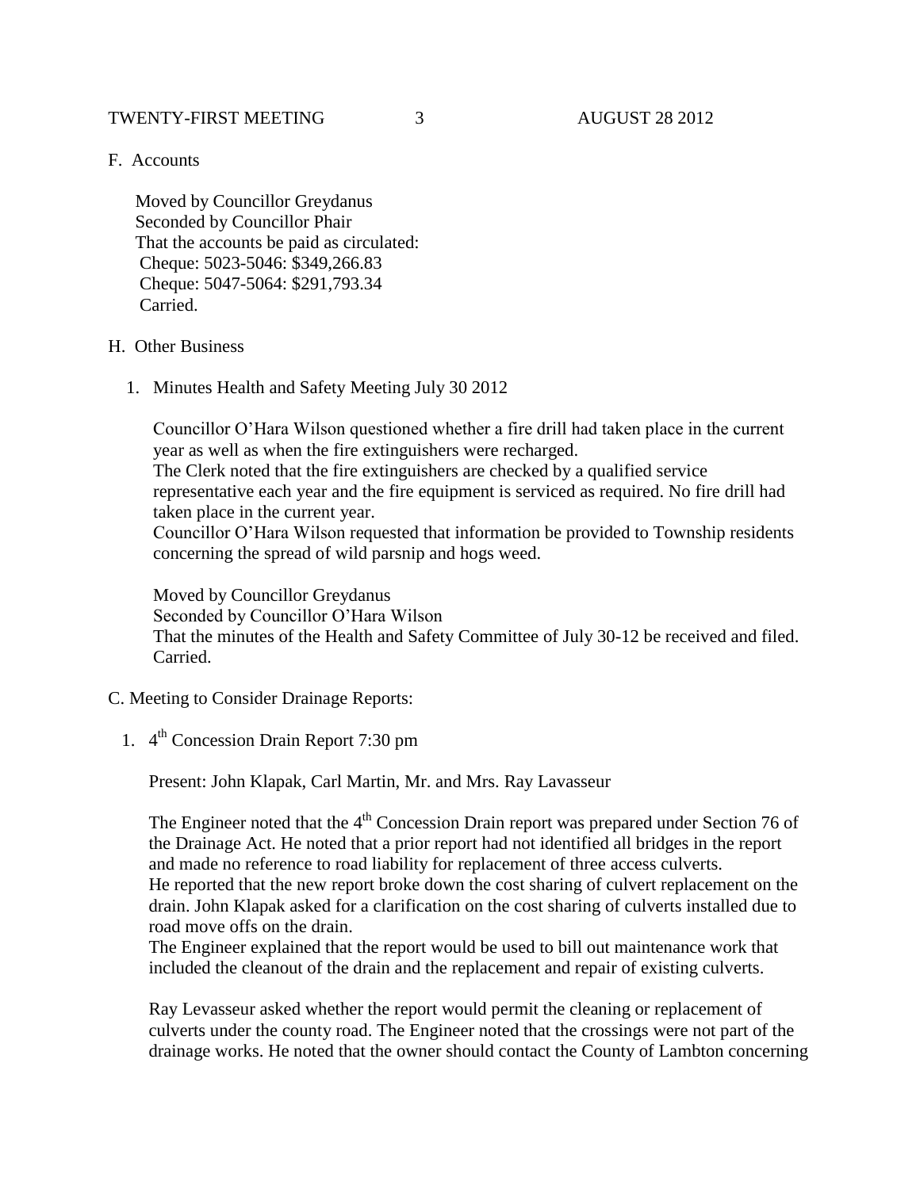F. Accounts

Moved by Councillor Greydanus
Seconded by Councillor Phair
That the accounts be paid as circulated:
Cheque: 5023-5046: $349,266.83
Cheque: 5047-5064: $291,793.34
Carried.

H. Other Business

1. Minutes Health and Safety Meeting July 30 2012

   Councillor O'Hara Wilson questioned whether a fire drill had taken place in the current year as well as when the fire extinguishers were recharged.
   The Clerk noted that the fire extinguishers are checked by a qualified service representative each year and the fire equipment is serviced as required. No fire drill had taken place in the current year.
   Councillor O'Hara Wilson requested that information be provided to Township residents concerning the spread of wild parsnip and hogs weed.

   Moved by Councillor Greydanus
   Seconded by Councillor O'Hara Wilson
   That the minutes of the Health and Safety Committee of July 30-12 be received and filed.
   Carried.

C. Meeting to Consider Drainage Reports:

1. 4th Concession Drain Report 7:30 pm

   Present: John Klapak, Carl Martin, Mr. and Mrs. Ray Lavasseur

   The Engineer noted that the 4th Concession Drain report was prepared under Section 76 of the Drainage Act. He noted that a prior report had not identified all bridges in the report and made no reference to road liability for replacement of three access culverts.
   He reported that the new report broke down the cost sharing of culvert replacement on the drain. John Klapak asked for a clarification on the cost sharing of culverts installed due to road move offs on the drain.
   The Engineer explained that the report would be used to bill out maintenance work that included the cleanout of the drain and the replacement and repair of existing culverts.

   Ray Levasseur asked whether the report would permit the cleaning or replacement of culverts under the county road. The Engineer noted that the crossings were not part of the drainage works. He noted that the owner should contact the County of Lambton concerning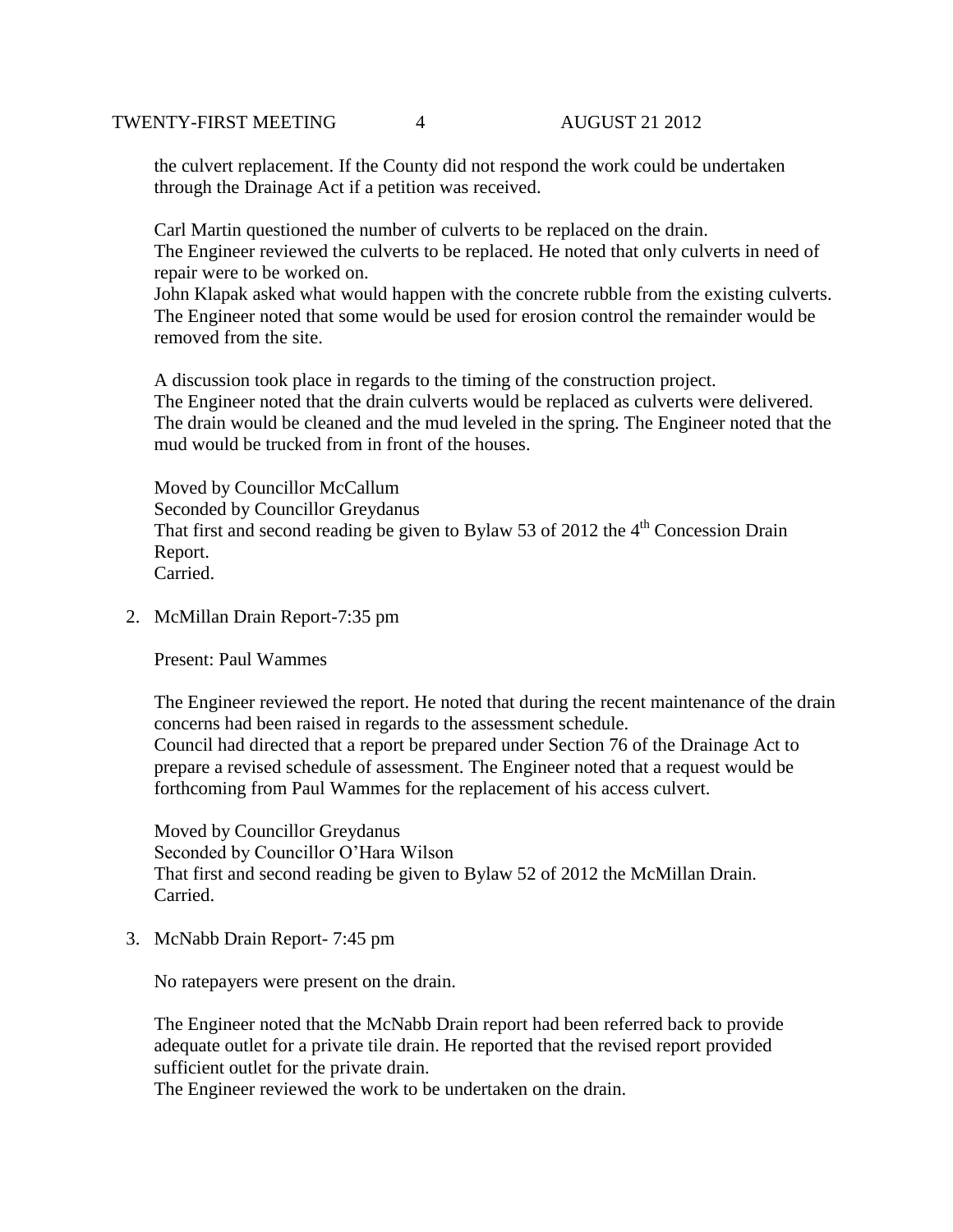the culvert replacement. If the County did not respond the work could be undertaken through the Drainage Act if a petition was received.

Carl Martin questioned the number of culverts to be replaced on the drain.
The Engineer reviewed the culverts to be replaced. He noted that only culverts in need of repair were to be worked on.
John Klapak asked what would happen with the concrete rubble from the existing culverts. The Engineer noted that some would be used for erosion control the remainder would be removed from the site.

A discussion took place in regards to the timing of the construction project.
The Engineer noted that the drain culverts would be replaced as culverts were delivered. The drain would be cleaned and the mud leveled in the spring. The Engineer noted that the mud would be trucked from in front of the houses.

Moved by Councillor McCallum
Seconded by Councillor Greydanus
That first and second reading be given to Bylaw 53 of 2012 the 4th Concession Drain Report.
Carried.

2. McMillan Drain Report-7:35 pm

   Present: Paul Wammes

   The Engineer reviewed the report. He noted that during the recent maintenance of the drain concerns had been raised in regards to the assessment schedule.
   Council had directed that a report be prepared under Section 76 of the Drainage Act to prepare a revised schedule of assessment. The Engineer noted that a request would be forthcoming from Paul Wammes for the replacement of his access culvert.

   Moved by Councillor Greydanus
   Seconded by Councillor O'Hara Wilson
   That first and second reading be given to Bylaw 52 of 2012 the McMillan Drain.
   Carried.

3. McNabb Drain Report- 7:45 pm

   No ratepayers were present on the drain.

   The Engineer noted that the McNabb Drain report had been referred back to provide adequate outlet for a private tile drain. He reported that the revised report provided sufficient outlet for the private drain.
   The Engineer reviewed the work to be undertaken on the drain.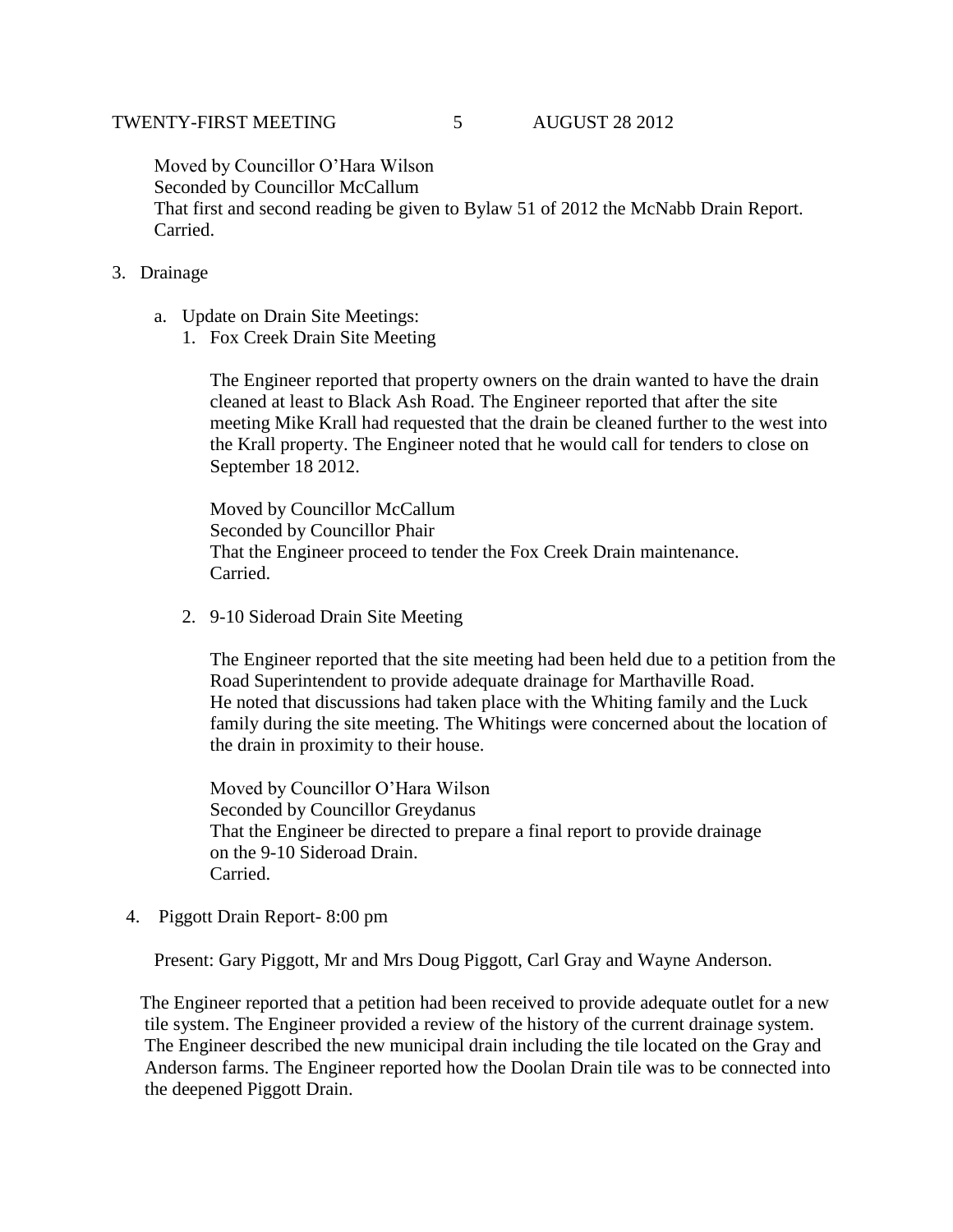Moved by Councillor O'Hara Wilson
Seconded by Councillor McCallum
That first and second reading be given to Bylaw 51 of 2012 the McNabb Drain Report.
Carried.

3. Drainage

   a. Update on Drain Site Meetings:

      1. Fox Creek Drain Site Meeting

         The Engineer reported that property owners on the drain wanted to have the drain cleaned at least to Black Ash Road. The Engineer reported that after the site meeting Mike Krall had requested that the drain be cleaned further to the west into the Krall property. The Engineer noted that he would call for tenders to close on September 18 2012.

         Moved by Councillor McCallum
         Seconded by Councillor Phair
         That the Engineer proceed to tender the Fox Creek Drain maintenance.
         Carried.

      2. 9-10 Sideroad Drain Site Meeting

         The Engineer reported that the site meeting had been held due to a petition from the Road Superintendent to provide adequate drainage for Marthaville Road. He noted that discussions had taken place with the Whiting family and the Luck family during the site meeting. The Whitings were concerned about the location of the drain in proximity to their house.

         Moved by Councillor O'Hara Wilson
         Seconded by Councillor Greydanus
         That the Engineer be directed to prepare a final report to provide drainage on the 9-10 Sideroad Drain.
         Carried.

4. Piggott Drain Report- 8:00 pm

   Present: Gary Piggott, Mr and Mrs Doug Piggott, Carl Gray and Wayne Anderson.

   The Engineer reported that a petition had been received to provide adequate outlet for a new tile system. The Engineer provided a review of the history of the current drainage system. The Engineer described the new municipal drain including the tile located on the Gray and Anderson farms. The Engineer reported how the Doolan Drain tile was to be connected into the deepened Piggott Drain.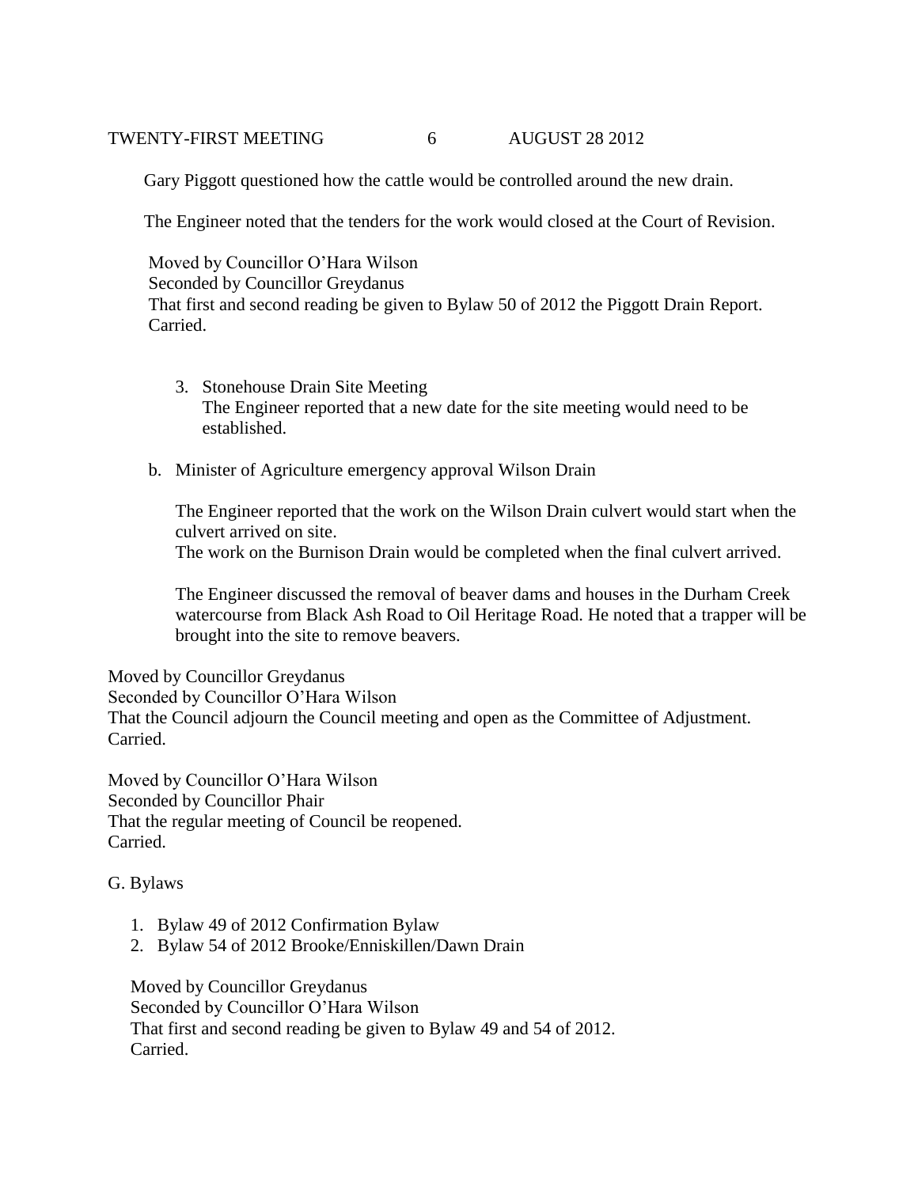Gary Piggott questioned how the cattle would be controlled around the new drain.

The Engineer noted that the tenders for the work would closed at the Court of Revision.

Moved by Councillor O'Hara Wilson
Seconded by Councillor Greydanus
That first and second reading be given to Bylaw 50 of 2012 the Piggott Drain Report.
Carried.

3. Stonehouse Drain Site Meeting
   The Engineer reported that a new date for the site meeting would need to be established.

b. Minister of Agriculture emergency approval Wilson Drain

   The Engineer reported that the work on the Wilson Drain culvert would start when the culvert arrived on site.
   The work on the Burnison Drain would be completed when the final culvert arrived.

   The Engineer discussed the removal of beaver dams and houses in the Durham Creek watercourse from Black Ash Road to Oil Heritage Road. He noted that a trapper will be brought into the site to remove beavers.

Moved by Councillor Greydanus
Seconded by Councillor O'Hara Wilson
That the Council adjourn the Council meeting and open as the Committee of Adjustment.
Carried.

Moved by Councillor O'Hara Wilson
Seconded by Councillor Phair
That the regular meeting of Council be reopened.
Carried.

G. Bylaws

1. Bylaw 49 of 2012 Confirmation Bylaw
2. Bylaw 54 of 2012 Brooke/Enniskillen/Dawn Drain

Moved by Councillor Greydanus
Seconded by Councillor O'Hara Wilson
That first and second reading be given to Bylaw 49 and 54 of 2012.
Carried.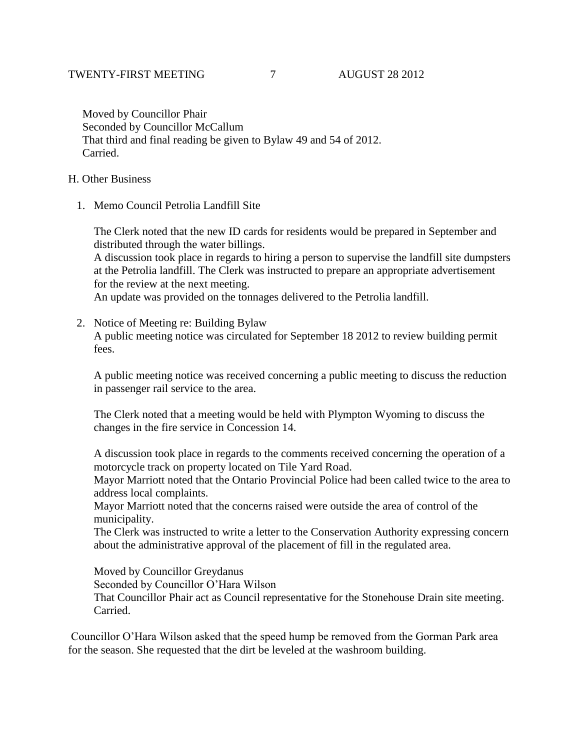Moved by Councillor Phair
Seconded by Councillor McCallum
That third and final reading be given to Bylaw 49 and 54 of 2012.
Carried.

H. Other Business

1. Memo Council Petrolia Landfill Site

   The Clerk noted that the new ID cards for residents would be prepared in September and distributed through the water billings.
   A discussion took place in regards to hiring a person to supervise the landfill site dumpsters at the Petrolia landfill. The Clerk was instructed to prepare an appropriate advertisement for the review at the next meeting.
   An update was provided on the tonnages delivered to the Petrolia landfill.

2. Notice of Meeting re: Building Bylaw
   A public meeting notice was circulated for September 18 2012 to review building permit fees.

   A public meeting notice was received concerning a public meeting to discuss the reduction in passenger rail service to the area.

   The Clerk noted that a meeting would be held with Plympton Wyoming to discuss the changes in the fire service in Concession 14.

   A discussion took place in regards to the comments received concerning the operation of a motorcycle track on property located on Tile Yard Road.
   Mayor Marriott noted that the Ontario Provincial Police had been called twice to the area to address local complaints.
   Mayor Marriott noted that the concerns raised were outside the area of control of the municipality.
   The Clerk was instructed to write a letter to the Conservation Authority expressing concern about the administrative approval of the placement of fill in the regulated area.

   Moved by Councillor Greydanus
   Seconded by Councillor O'Hara Wilson
   That Councillor Phair act as Council representative for the Stonehouse Drain site meeting.
   Carried.

Councillor O'Hara Wilson asked that the speed hump be removed from the Gorman Park area for the season. She requested that the dirt be leveled at the washroom building.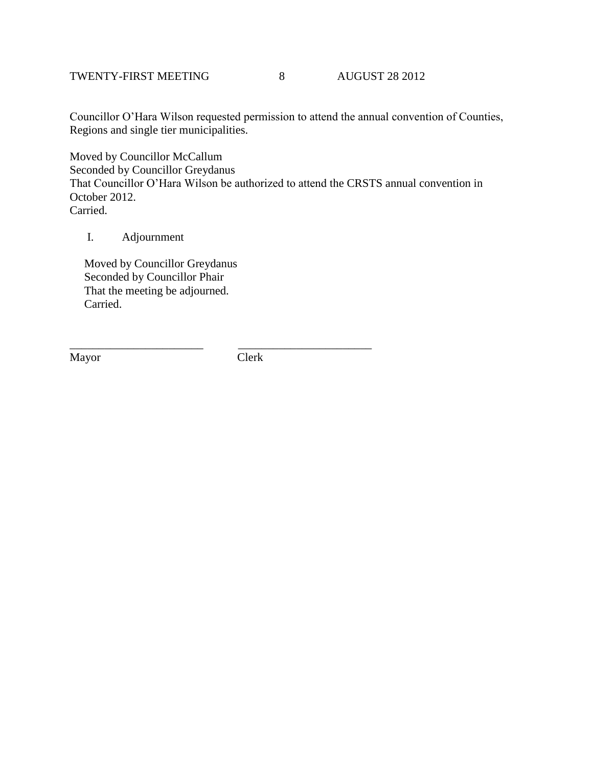Councillor O'Hara Wilson requested permission to attend the annual convention of Counties, Regions and single tier municipalities.

Moved by Councillor McCallum
Seconded by Councillor Greydanus
That Councillor O'Hara Wilson be authorized to attend the CRSTS annual convention in October 2012.
Carried.

I. Adjournment

Moved by Councillor Greydanus
Seconded by Councillor Phair
That the meeting be adjourned.
Carried.

_______________________ _______________________
Mayor Clerk